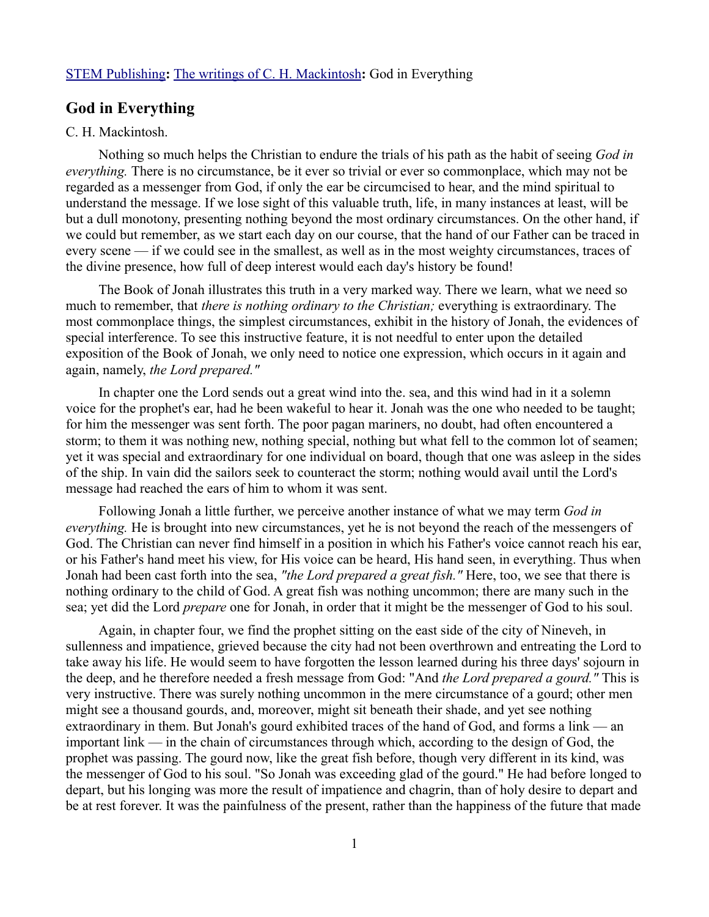STEM Publishing**:** The writings of C. H. Mackintosh**:** God in Everything

## God in Everything

C. H. Mackintosh.

Nothing so much helps the Christian to endure the trials of his path as the habit of seeing *God in everything.* There is no circumstance, be it ever so trivial or ever so commonplace, which may not be regarded as a messenger from God, if only the ear be circumcised to hear, and the mind spiritual to understand the message. If we lose sight of this valuable truth, life, in many instances at least, will be but a dull monotony, presenting nothing beyond the most ordinary circumstances. On the other hand, if we could but remember, as we start each day on our course, that the hand of our Father can be traced in every scene — if we could see in the smallest, as well as in the most weighty circumstances, traces of the divine presence, how full of deep interest would each day's history be found!

The Book of Jonah illustrates this truth in a very marked way. There we learn, what we need so much to remember, that *there is nothing ordinary to the Christian;* everything is extraordinary. The most commonplace things, the simplest circumstances, exhibit in the history of Jonah, the evidences of special interference. To see this instructive feature, it is not needful to enter upon the detailed exposition of the Book of Jonah, we only need to notice one expression, which occurs in it again and again, namely, *the Lord prepared."*

In chapter one the Lord sends out a great wind into the. sea, and this wind had in it a solemn voice for the prophet's ear, had he been wakeful to hear it. Jonah was the one who needed to be taught; for him the messenger was sent forth. The poor pagan mariners, no doubt, had often encountered a storm; to them it was nothing new, nothing special, nothing but what fell to the common lot of seamen; yet it was special and extraordinary for one individual on board, though that one was asleep in the sides of the ship. In vain did the sailors seek to counteract the storm; nothing would avail until the Lord's message had reached the ears of him to whom it was sent.

Following Jonah a little further, we perceive another instance of what we may term *God in everything.* He is brought into new circumstances, yet he is not beyond the reach of the messengers of God. The Christian can never find himself in a position in which his Father's voice cannot reach his ear, or his Father's hand meet his view, for His voice can be heard, His hand seen, in everything. Thus when Jonah had been cast forth into the sea, *"the Lord prepared a great fish."* Here, too, we see that there is nothing ordinary to the child of God. A great fish was nothing uncommon; there are many such in the sea; yet did the Lord *prepare* one for Jonah, in order that it might be the messenger of God to his soul.

Again, in chapter four, we find the prophet sitting on the east side of the city of Nineveh, in sullenness and impatience, grieved because the city had not been overthrown and entreating the Lord to take away his life. He would seem to have forgotten the lesson learned during his three days' sojourn in the deep, and he therefore needed a fresh message from God: "And *the Lord prepared a gourd."* This is very instructive. There was surely nothing uncommon in the mere circumstance of a gourd; other men might see a thousand gourds, and, moreover, might sit beneath their shade, and yet see nothing extraordinary in them. But Jonah's gourd exhibited traces of the hand of God, and forms a link — an important link — in the chain of circumstances through which, according to the design of God, the prophet was passing. The gourd now, like the great fish before, though very different in its kind, was the messenger of God to his soul. "So Jonah was exceeding glad of the gourd." He had before longed to depart, but his longing was more the result of impatience and chagrin, than of holy desire to depart and be at rest forever. It was the painfulness of the present, rather than the happiness of the future that made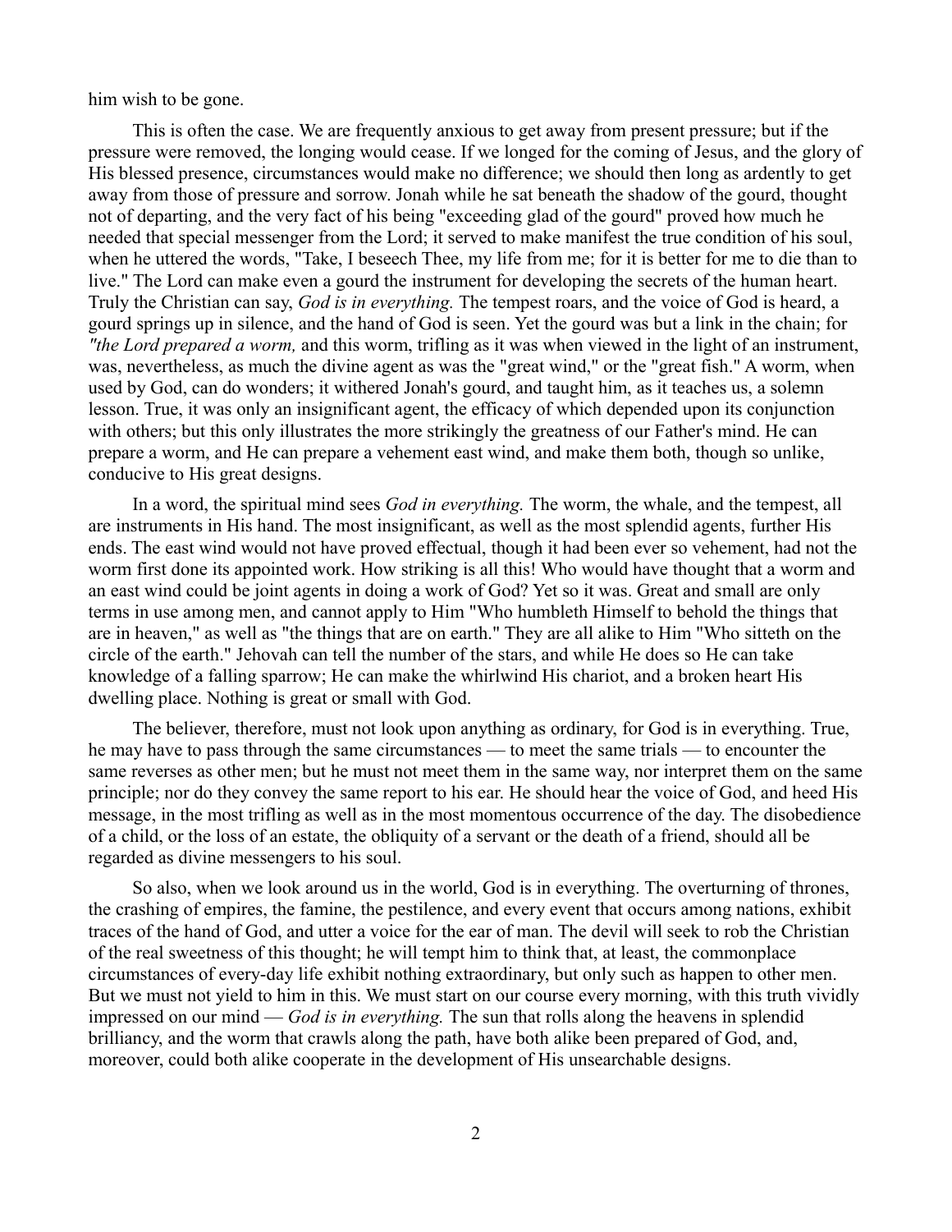him wish to be gone.

This is often the case. We are frequently anxious to get away from present pressure; but if the pressure were removed, the longing would cease. If we longed for the coming of Jesus, and the glory of His blessed presence, circumstances would make no difference; we should then long as ardently to get away from those of pressure and sorrow. Jonah while he sat beneath the shadow of the gourd, thought not of departing, and the very fact of his being "exceeding glad of the gourd" proved how much he needed that special messenger from the Lord; it served to make manifest the true condition of his soul, when he uttered the words, "Take, I beseech Thee, my life from me; for it is better for me to die than to live." The Lord can make even a gourd the instrument for developing the secrets of the human heart. Truly the Christian can say, *God is in everything.* The tempest roars, and the voice of God is heard, a gourd springs up in silence, and the hand of God is seen. Yet the gourd was but a link in the chain; for *"the Lord prepared a worm,* and this worm, trifling as it was when viewed in the light of an instrument, was, nevertheless, as much the divine agent as was the "great wind," or the "great fish." A worm, when used by God, can do wonders; it withered Jonah's gourd, and taught him, as it teaches us, a solemn lesson. True, it was only an insignificant agent, the efficacy of which depended upon its conjunction with others; but this only illustrates the more strikingly the greatness of our Father's mind. He can prepare a worm, and He can prepare a vehement east wind, and make them both, though so unlike, conducive to His great designs.

In a word, the spiritual mind sees *God in everything.* The worm, the whale, and the tempest, all are instruments in His hand. The most insignificant, as well as the most splendid agents, further His ends. The east wind would not have proved effectual, though it had been ever so vehement, had not the worm first done its appointed work. How striking is all this! Who would have thought that a worm and an east wind could be joint agents in doing a work of God? Yet so it was. Great and small are only terms in use among men, and cannot apply to Him "Who humbleth Himself to behold the things that are in heaven," as well as "the things that are on earth." They are all alike to Him "Who sitteth on the circle of the earth." Jehovah can tell the number of the stars, and while He does so He can take knowledge of a falling sparrow; He can make the whirlwind His chariot, and a broken heart His dwelling place. Nothing is great or small with God.

The believer, therefore, must not look upon anything as ordinary, for God is in everything. True, he may have to pass through the same circumstances — to meet the same trials — to encounter the same reverses as other men; but he must not meet them in the same way, nor interpret them on the same principle; nor do they convey the same report to his ear. He should hear the voice of God, and heed His message, in the most trifling as well as in the most momentous occurrence of the day. The disobedience of a child, or the loss of an estate, the obliquity of a servant or the death of a friend, should all be regarded as divine messengers to his soul.

So also, when we look around us in the world, God is in everything. The overturning of thrones, the crashing of empires, the famine, the pestilence, and every event that occurs among nations, exhibit traces of the hand of God, and utter a voice for the ear of man. The devil will seek to rob the Christian of the real sweetness of this thought; he will tempt him to think that, at least, the commonplace circumstances of every-day life exhibit nothing extraordinary, but only such as happen to other men. But we must not yield to him in this. We must start on our course every morning, with this truth vividly impressed on our mind — *God is in everything.* The sun that rolls along the heavens in splendid brilliancy, and the worm that crawls along the path, have both alike been prepared of God, and, moreover, could both alike cooperate in the development of His unsearchable designs.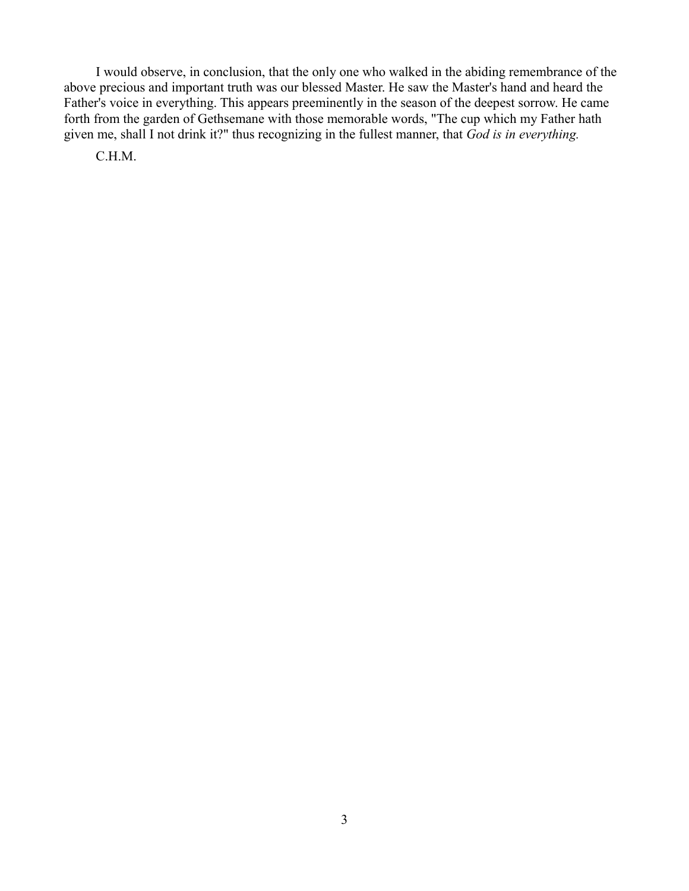I would observe, in conclusion, that the only one who walked in the abiding remembrance of the above precious and important truth was our blessed Master. He saw the Master's hand and heard the Father's voice in everything. This appears preeminently in the season of the deepest sorrow. He came forth from the garden of Gethsemane with those memorable words, "The cup which my Father hath given me, shall I not drink it?" thus recognizing in the fullest manner, that *God is in everything.*

C.H.M.